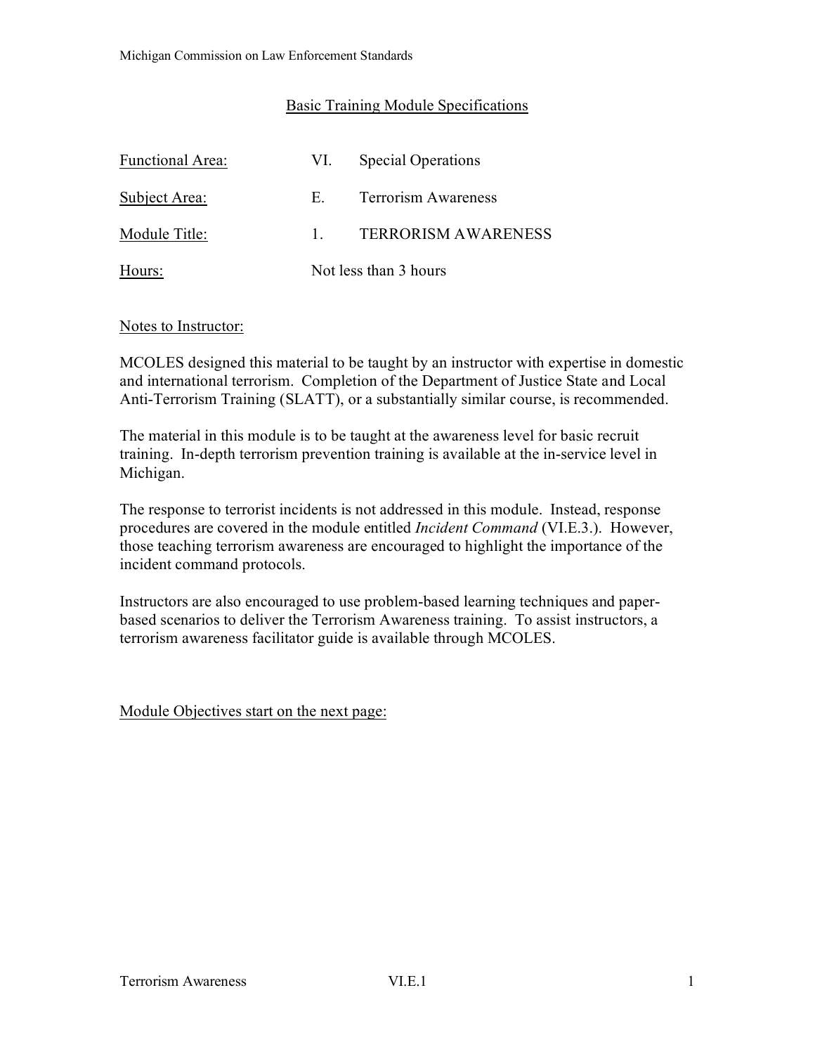Michigan Commission on Law Enforcement Standards

## Basic Training Module Specifications

| | | |
|---|---|---|
| Functional Area: | VI. | Special Operations |
| Subject Area: | E. | Terrorism Awareness |
| Module Title: | 1. | TERRORISM AWARENESS |
| Hours: | Not less than 3 hours | |

### Notes to Instructor:

MCOLES designed this material to be taught by an instructor with expertise in domestic and international terrorism. Completion of the Department of Justice State and Local Anti-Terrorism Training (SLATT), or a substantially similar course, is recommended.

The material in this module is to be taught at the awareness level for basic recruit training. In-depth terrorism prevention training is available at the in-service level in Michigan.

The response to terrorist incidents is not addressed in this module. Instead, response procedures are covered in the module entitled *Incident Command* (VI.E.3.). However, those teaching terrorism awareness are encouraged to highlight the importance of the incident command protocols.

Instructors are also encouraged to use problem-based learning techniques and paper-based scenarios to deliver the Terrorism Awareness training. To assist instructors, a terrorism awareness facilitator guide is available through MCOLES.

Module Objectives start on the next page: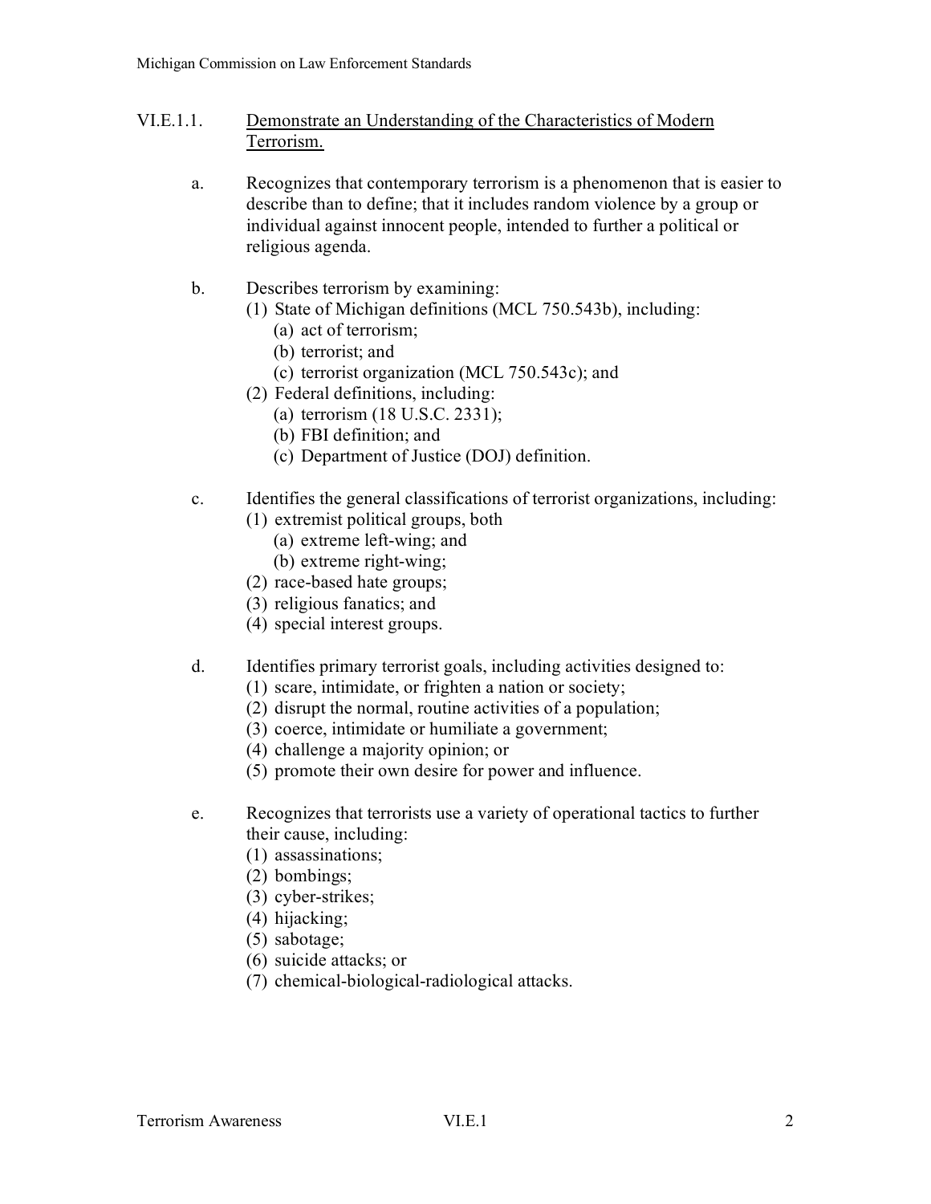## VI.E.1.1. Demonstrate an Understanding of the Characteristics of Modern Terrorism.

a. Recognizes that contemporary terrorism is a phenomenon that is easier to describe than to define; that it includes random violence by a group or individual against innocent people, intended to further a political or religious agenda.

b. Describes terrorism by examining:
   - (1) State of Michigan definitions (MCL 750.543b), including:
     - (a) act of terrorism;
     - (b) terrorist; and
     - (c) terrorist organization (MCL 750.543c); and
   - (2) Federal definitions, including:
     - (a) terrorism (18 U.S.C. 2331);
     - (b) FBI definition; and
     - (c) Department of Justice (DOJ) definition.

c. Identifies the general classifications of terrorist organizations, including:
   - (1) extremist political groups, both
     - (a) extreme left-wing; and
     - (b) extreme right-wing;
   - (2) race-based hate groups;
   - (3) religious fanatics; and
   - (4) special interest groups.

d. Identifies primary terrorist goals, including activities designed to:
   - (1) scare, intimidate, or frighten a nation or society;
   - (2) disrupt the normal, routine activities of a population;
   - (3) coerce, intimidate or humiliate a government;
   - (4) challenge a majority opinion; or
   - (5) promote their own desire for power and influence.

e. Recognizes that terrorists use a variety of operational tactics to further their cause, including:
   - (1) assassinations;
   - (2) bombings;
   - (3) cyber-strikes;
   - (4) hijacking;
   - (5) sabotage;
   - (6) suicide attacks; or
   - (7) chemical-biological-radiological attacks.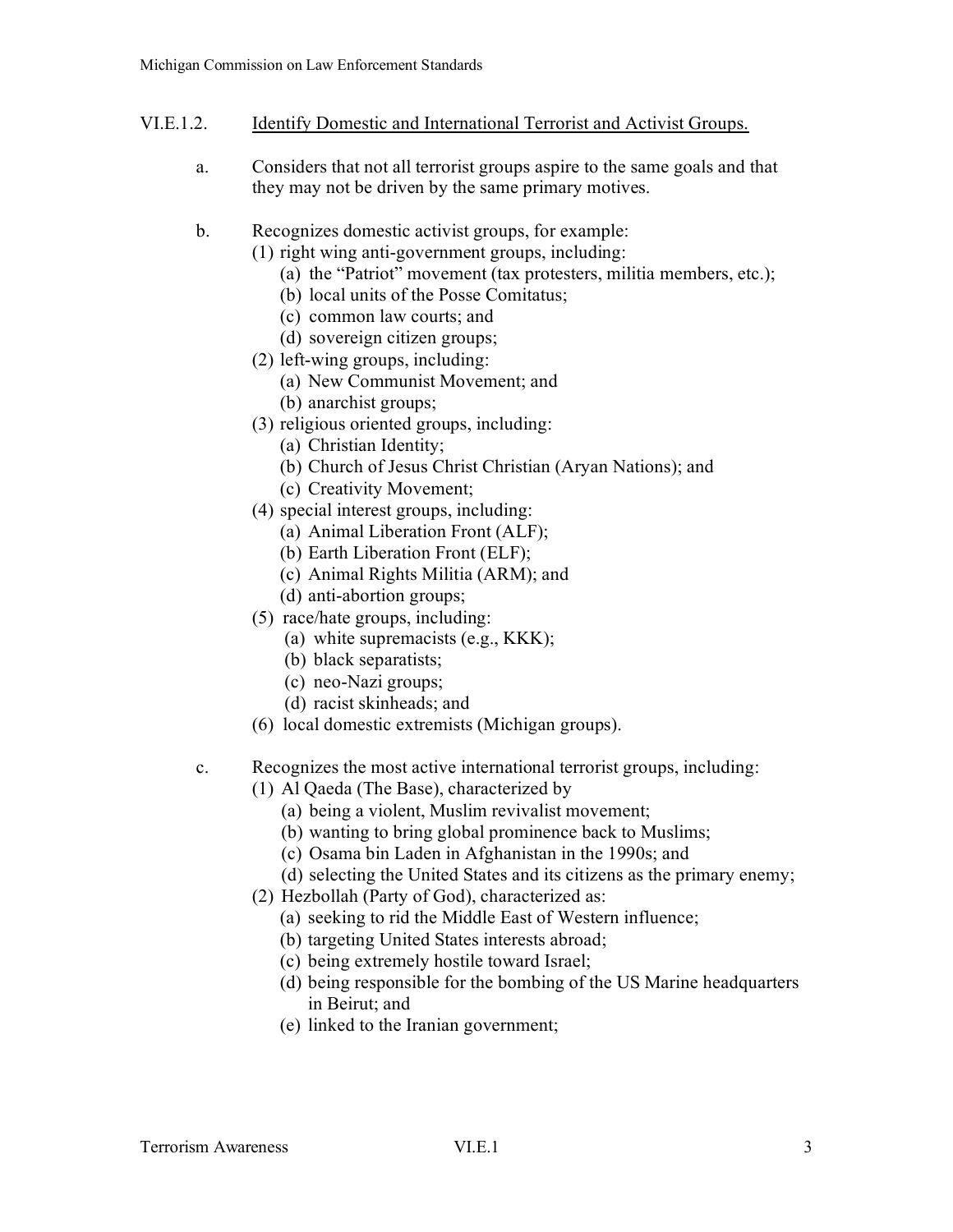VI.E.1.2. Identify Domestic and International Terrorist and Activist Groups.

a. Considers that not all terrorist groups aspire to the same goals and that they may not be driven by the same primary motives.

b. Recognizes domestic activist groups, for example:
   - (1) right wing anti-government groups, including:
     - (a) the "Patriot" movement (tax protesters, militia members, etc.);
     - (b) local units of the Posse Comitatus;
     - (c) common law courts; and
     - (d) sovereign citizen groups;
   - (2) left-wing groups, including:
     - (a) New Communist Movement; and
     - (b) anarchist groups;
   - (3) religious oriented groups, including:
     - (a) Christian Identity;
     - (b) Church of Jesus Christ Christian (Aryan Nations); and
     - (c) Creativity Movement;
   - (4) special interest groups, including:
     - (a) Animal Liberation Front (ALF);
     - (b) Earth Liberation Front (ELF);
     - (c) Animal Rights Militia (ARM); and
     - (d) anti-abortion groups;
   - (5) race/hate groups, including:
     - (a) white supremacists (e.g., KKK);
     - (b) black separatists;
     - (c) neo-Nazi groups;
     - (d) racist skinheads; and
   - (6) local domestic extremists (Michigan groups).

c. Recognizes the most active international terrorist groups, including:
   - (1) Al Qaeda (The Base), characterized by
     - (a) being a violent, Muslim revivalist movement;
     - (b) wanting to bring global prominence back to Muslims;
     - (c) Osama bin Laden in Afghanistan in the 1990s; and
     - (d) selecting the United States and its citizens as the primary enemy;
   - (2) Hezbollah (Party of God), characterized as:
     - (a) seeking to rid the Middle East of Western influence;
     - (b) targeting United States interests abroad;
     - (c) being extremely hostile toward Israel;
     - (d) being responsible for the bombing of the US Marine headquarters in Beirut; and
     - (e) linked to the Iranian government;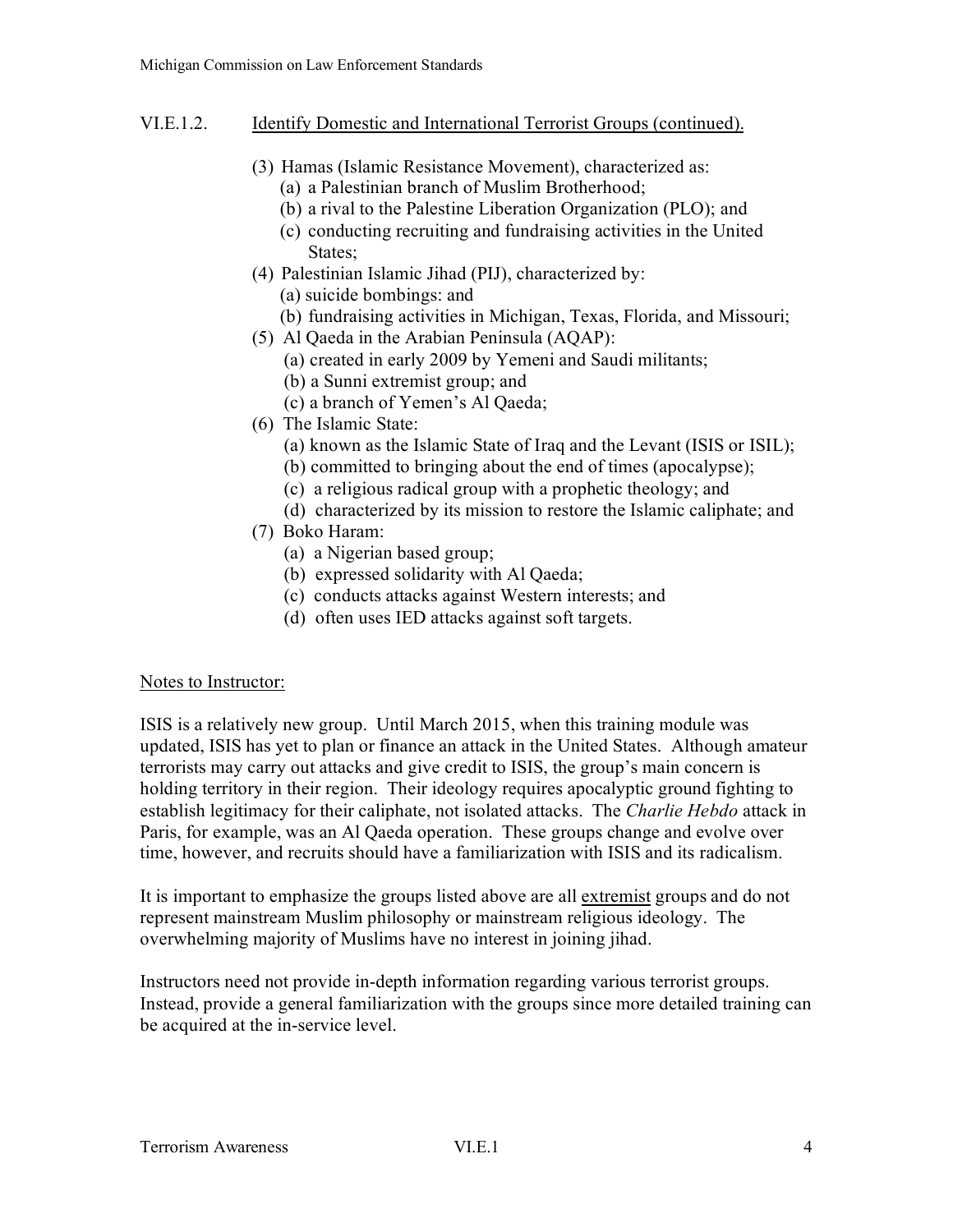## VI.E.1.2. Identify Domestic and International Terrorist Groups (continued).

(3) Hamas (Islamic Resistance Movement), characterized as:
  (a) a Palestinian branch of Muslim Brotherhood;
  (b) a rival to the Palestine Liberation Organization (PLO); and
  (c) conducting recruiting and fundraising activities in the United States;

(4) Palestinian Islamic Jihad (PIJ), characterized by:
  (a) suicide bombings: and
  (b) fundraising activities in Michigan, Texas, Florida, and Missouri;

(5) Al Qaeda in the Arabian Peninsula (AQAP):
  (a) created in early 2009 by Yemeni and Saudi militants;
  (b) a Sunni extremist group; and
  (c) a branch of Yemen's Al Qaeda;

(6) The Islamic State:
  (a) known as the Islamic State of Iraq and the Levant (ISIS or ISIL);
  (b) committed to bringing about the end of times (apocalypse);
  (c) a religious radical group with a prophetic theology; and
  (d) characterized by its mission to restore the Islamic caliphate; and

(7) Boko Haram:
  (a) a Nigerian based group;
  (b) expressed solidarity with Al Qaeda;
  (c) conducts attacks against Western interests; and
  (d) often uses IED attacks against soft targets.

Notes to Instructor:

ISIS is a relatively new group. Until March 2015, when this training module was updated, ISIS has yet to plan or finance an attack in the United States. Although amateur terrorists may carry out attacks and give credit to ISIS, the group's main concern is holding territory in their region. Their ideology requires apocalyptic ground fighting to establish legitimacy for their caliphate, not isolated attacks. The *Charlie Hebdo* attack in Paris, for example, was an Al Qaeda operation. These groups change and evolve over time, however, and recruits should have a familiarization with ISIS and its radicalism.

It is important to emphasize the groups listed above are all extremist groups and do not represent mainstream Muslim philosophy or mainstream religious ideology. The overwhelming majority of Muslims have no interest in joining jihad.

Instructors need not provide in-depth information regarding various terrorist groups. Instead, provide a general familiarization with the groups since more detailed training can be acquired at the in-service level.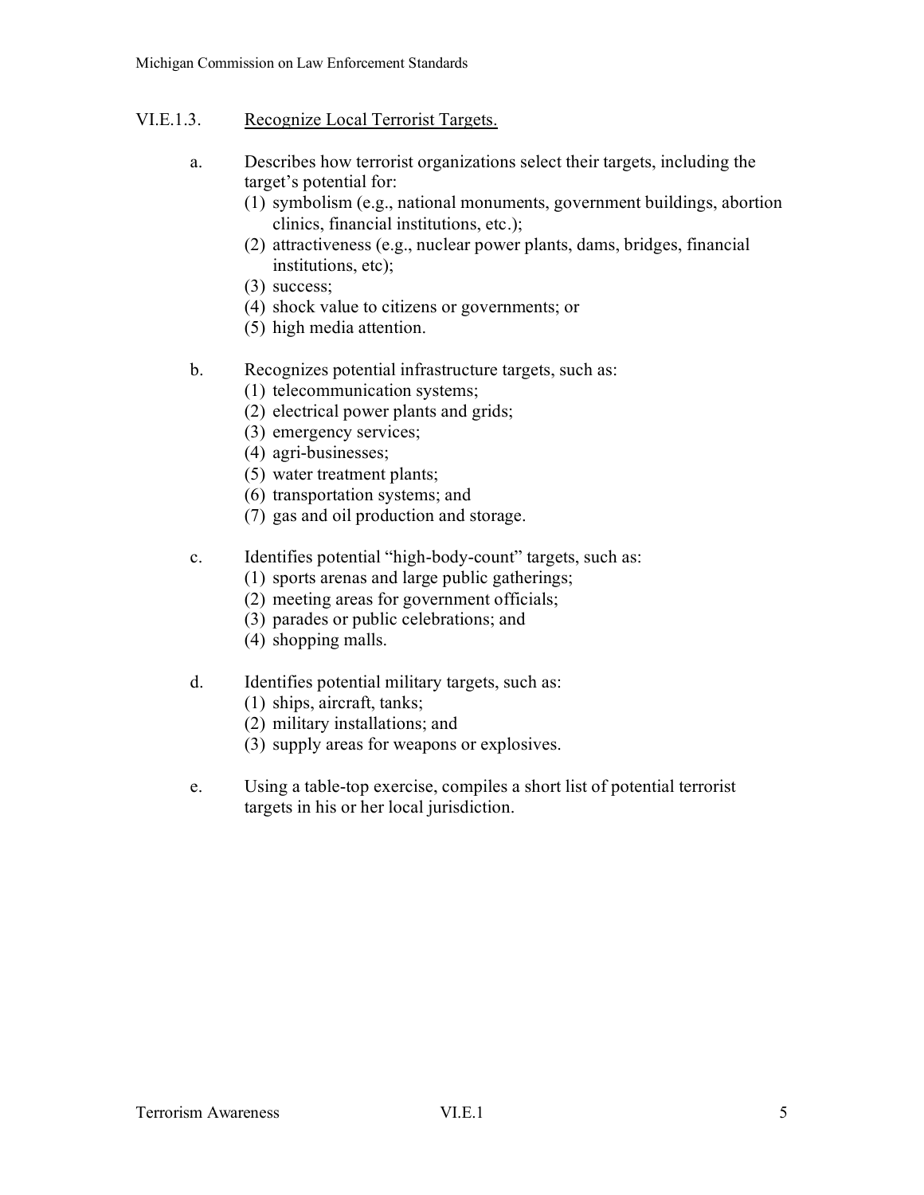## VI.E.1.3. Recognize Local Terrorist Targets.

a. Describes how terrorist organizations select their targets, including the target's potential for:
   (1) symbolism (e.g., national monuments, government buildings, abortion clinics, financial institutions, etc.);
   (2) attractiveness (e.g., nuclear power plants, dams, bridges, financial institutions, etc);
   (3) success;
   (4) shock value to citizens or governments; or
   (5) high media attention.

b. Recognizes potential infrastructure targets, such as:
   (1) telecommunication systems;
   (2) electrical power plants and grids;
   (3) emergency services;
   (4) agri-businesses;
   (5) water treatment plants;
   (6) transportation systems; and
   (7) gas and oil production and storage.

c. Identifies potential "high-body-count" targets, such as:
   (1) sports arenas and large public gatherings;
   (2) meeting areas for government officials;
   (3) parades or public celebrations; and
   (4) shopping malls.

d. Identifies potential military targets, such as:
   (1) ships, aircraft, tanks;
   (2) military installations; and
   (3) supply areas for weapons or explosives.

e. Using a table-top exercise, compiles a short list of potential terrorist targets in his or her local jurisdiction.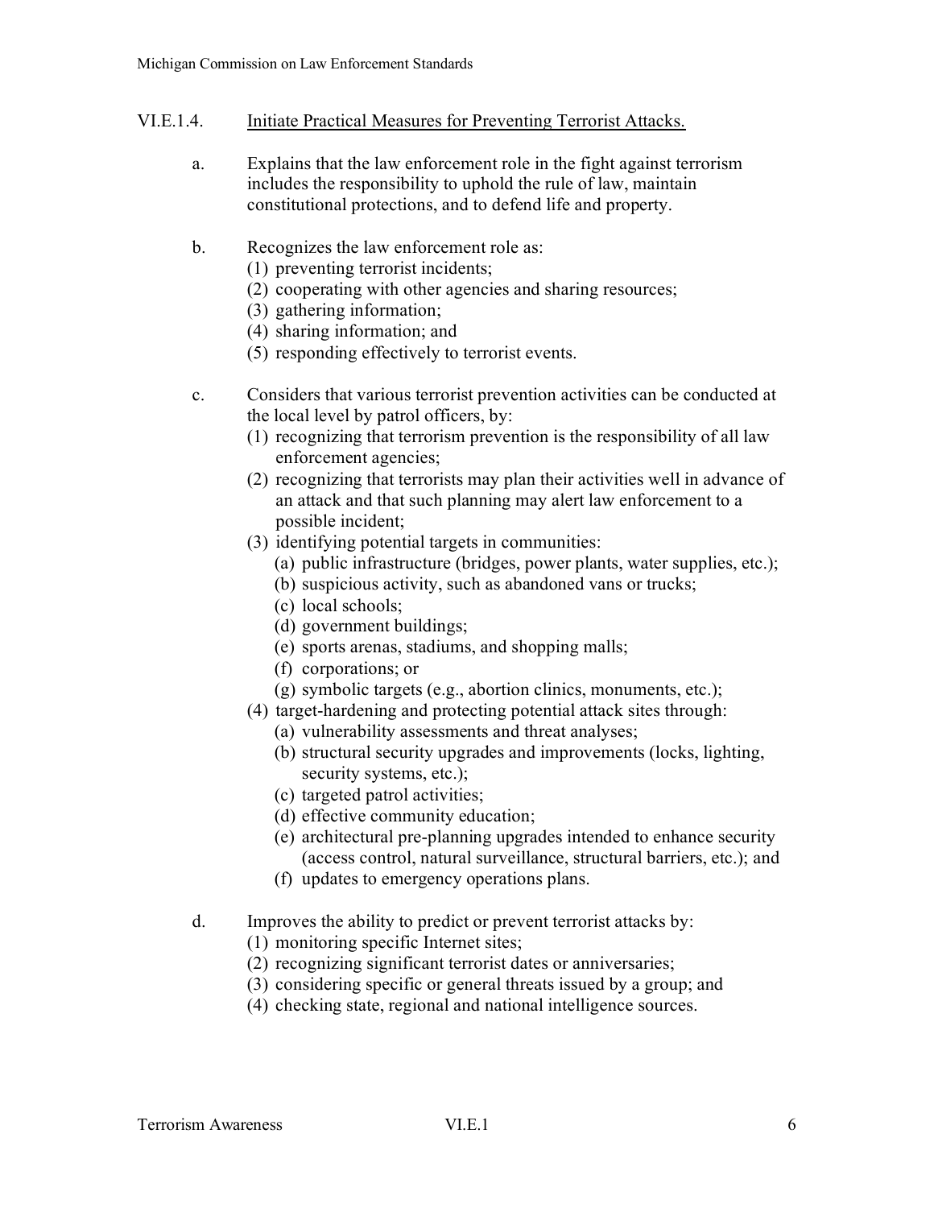### VI.E.1.4. Initiate Practical Measures for Preventing Terrorist Attacks.

a. Explains that the law enforcement role in the fight against terrorism includes the responsibility to uphold the rule of law, maintain constitutional protections, and to defend life and property.

b. Recognizes the law enforcement role as:
   - (1) preventing terrorist incidents;
   - (2) cooperating with other agencies and sharing resources;
   - (3) gathering information;
   - (4) sharing information; and
   - (5) responding effectively to terrorist events.

c. Considers that various terrorist prevention activities can be conducted at the local level by patrol officers, by:
   - (1) recognizing that terrorism prevention is the responsibility of all law enforcement agencies;
   - (2) recognizing that terrorists may plan their activities well in advance of an attack and that such planning may alert law enforcement to a possible incident;
   - (3) identifying potential targets in communities:
     - (a) public infrastructure (bridges, power plants, water supplies, etc.);
     - (b) suspicious activity, such as abandoned vans or trucks;
     - (c) local schools;
     - (d) government buildings;
     - (e) sports arenas, stadiums, and shopping malls;
     - (f) corporations; or
     - (g) symbolic targets (e.g., abortion clinics, monuments, etc.);
   - (4) target-hardening and protecting potential attack sites through:
     - (a) vulnerability assessments and threat analyses;
     - (b) structural security upgrades and improvements (locks, lighting, security systems, etc.);
     - (c) targeted patrol activities;
     - (d) effective community education;
     - (e) architectural pre-planning upgrades intended to enhance security (access control, natural surveillance, structural barriers, etc.); and
     - (f) updates to emergency operations plans.

d. Improves the ability to predict or prevent terrorist attacks by:
   - (1) monitoring specific Internet sites;
   - (2) recognizing significant terrorist dates or anniversaries;
   - (3) considering specific or general threats issued by a group; and
   - (4) checking state, regional and national intelligence sources.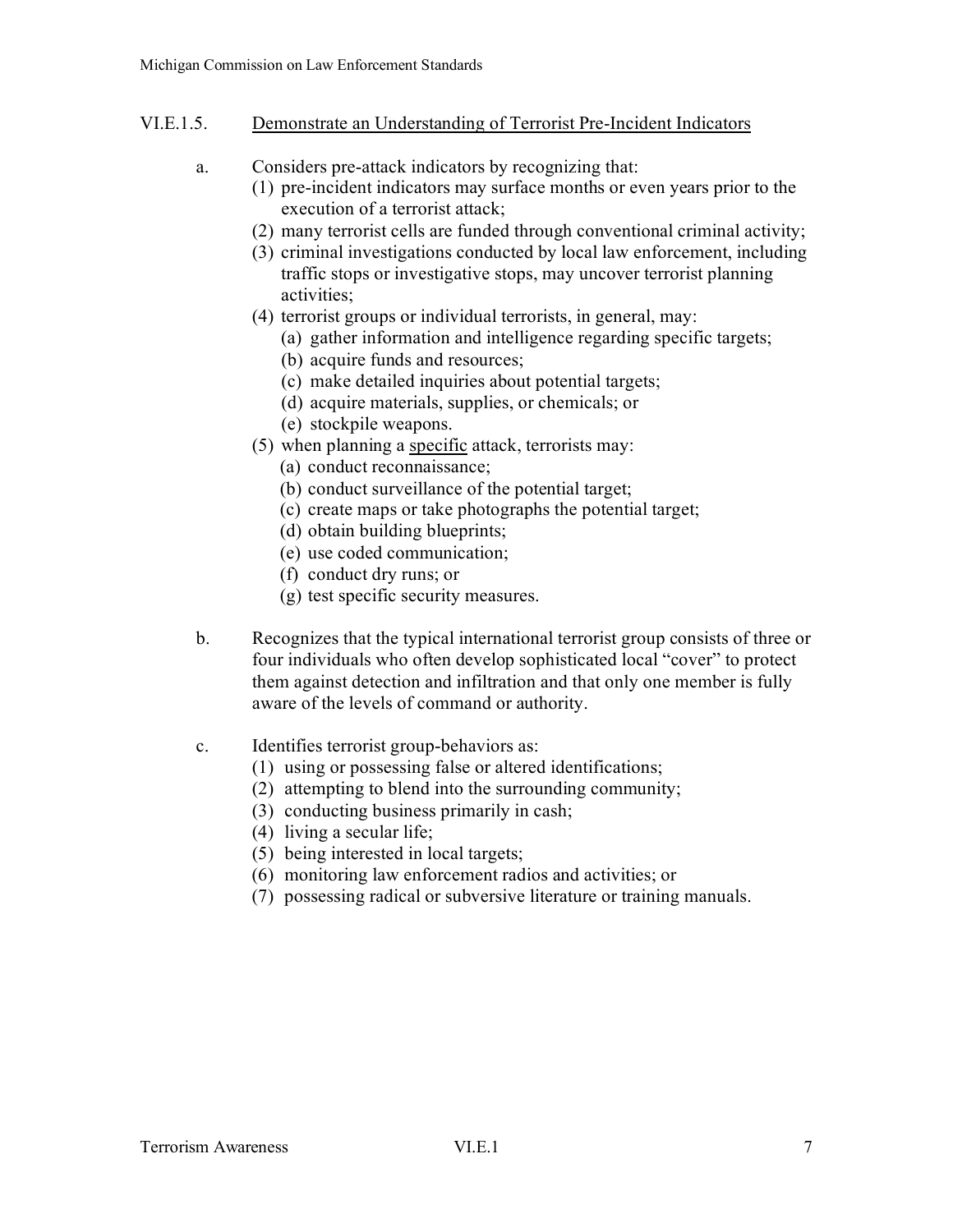## VI.E.1.5. Demonstrate an Understanding of Terrorist Pre-Incident Indicators

a. Considers pre-attack indicators by recognizing that:
   (1) pre-incident indicators may surface months or even years prior to the execution of a terrorist attack;
   (2) many terrorist cells are funded through conventional criminal activity;
   (3) criminal investigations conducted by local law enforcement, including traffic stops or investigative stops, may uncover terrorist planning activities;
   (4) terrorist groups or individual terrorists, in general, may:
      (a) gather information and intelligence regarding specific targets;
      (b) acquire funds and resources;
      (c) make detailed inquiries about potential targets;
      (d) acquire materials, supplies, or chemicals; or
      (e) stockpile weapons.
   (5) when planning a specific attack, terrorists may:
      (a) conduct reconnaissance;
      (b) conduct surveillance of the potential target;
      (c) create maps or take photographs the potential target;
      (d) obtain building blueprints;
      (e) use coded communication;
      (f) conduct dry runs; or
      (g) test specific security measures.

b. Recognizes that the typical international terrorist group consists of three or four individuals who often develop sophisticated local "cover" to protect them against detection and infiltration and that only one member is fully aware of the levels of command or authority.

c. Identifies terrorist group-behaviors as:
   (1) using or possessing false or altered identifications;
   (2) attempting to blend into the surrounding community;
   (3) conducting business primarily in cash;
   (4) living a secular life;
   (5) being interested in local targets;
   (6) monitoring law enforcement radios and activities; or
   (7) possessing radical or subversive literature or training manuals.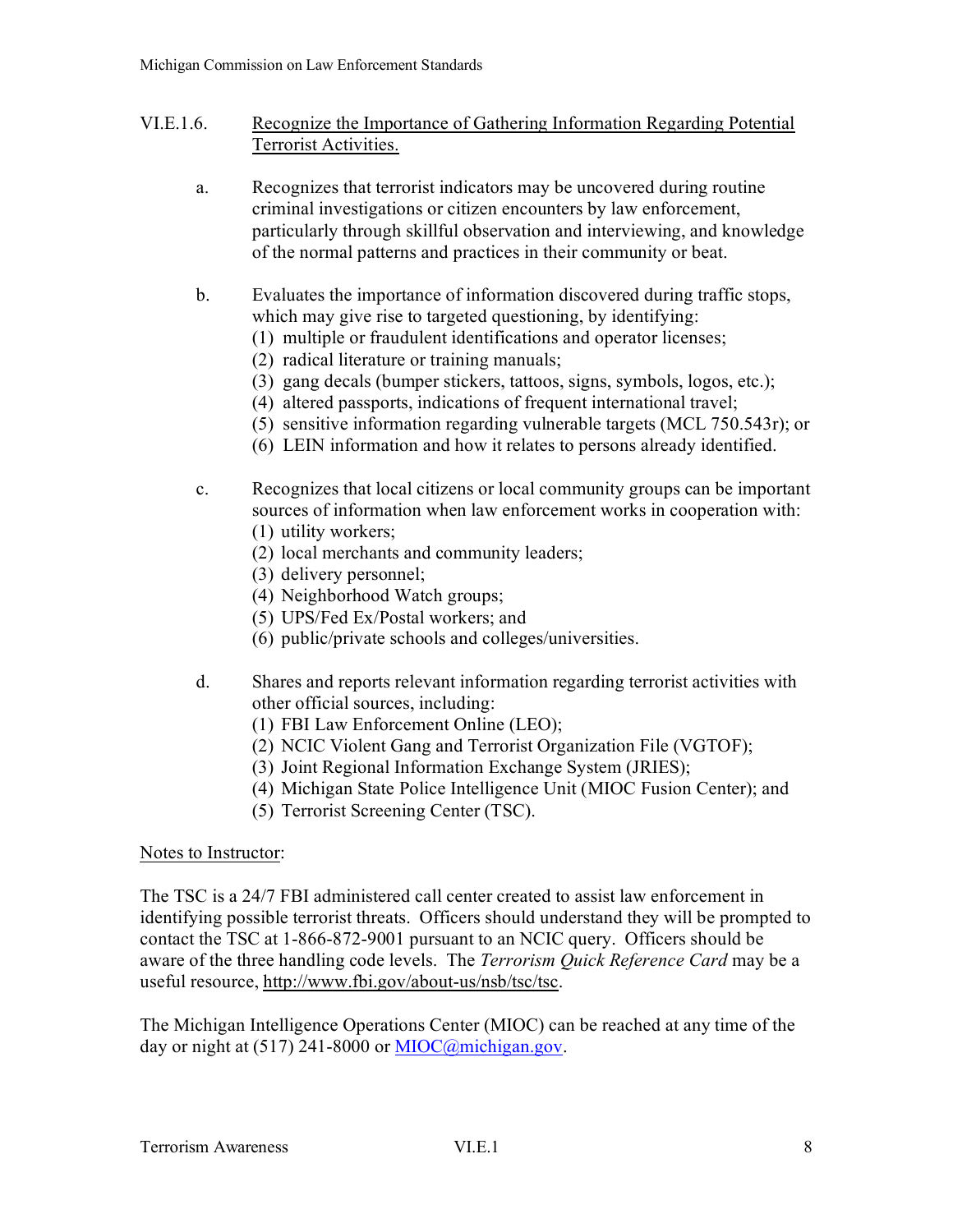VI.E.1.6. Recognize the Importance of Gathering Information Regarding Potential Terrorist Activities.

a. Recognizes that terrorist indicators may be uncovered during routine criminal investigations or citizen encounters by law enforcement, particularly through skillful observation and interviewing, and knowledge of the normal patterns and practices in their community or beat.

b. Evaluates the importance of information discovered during traffic stops, which may give rise to targeted questioning, by identifying:
(1) multiple or fraudulent identifications and operator licenses;
(2) radical literature or training manuals;
(3) gang decals (bumper stickers, tattoos, signs, symbols, logos, etc.);
(4) altered passports, indications of frequent international travel;
(5) sensitive information regarding vulnerable targets (MCL 750.543r); or
(6) LEIN information and how it relates to persons already identified.

c. Recognizes that local citizens or local community groups can be important sources of information when law enforcement works in cooperation with:
(1) utility workers;
(2) local merchants and community leaders;
(3) delivery personnel;
(4) Neighborhood Watch groups;
(5) UPS/Fed Ex/Postal workers; and
(6) public/private schools and colleges/universities.

d. Shares and reports relevant information regarding terrorist activities with other official sources, including:
(1) FBI Law Enforcement Online (LEO);
(2) NCIC Violent Gang and Terrorist Organization File (VGTOF);
(3) Joint Regional Information Exchange System (JRIES);
(4) Michigan State Police Intelligence Unit (MIOC Fusion Center); and
(5) Terrorist Screening Center (TSC).

Notes to Instructor:

The TSC is a 24/7 FBI administered call center created to assist law enforcement in identifying possible terrorist threats. Officers should understand they will be prompted to contact the TSC at 1-866-872-9001 pursuant to an NCIC query. Officers should be aware of the three handling code levels. The *Terrorism Quick Reference Card* may be a useful resource, http://www.fbi.gov/about-us/nsb/tsc/tsc.

The Michigan Intelligence Operations Center (MIOC) can be reached at any time of the day or night at (517) 241-8000 or MIOC@michigan.gov.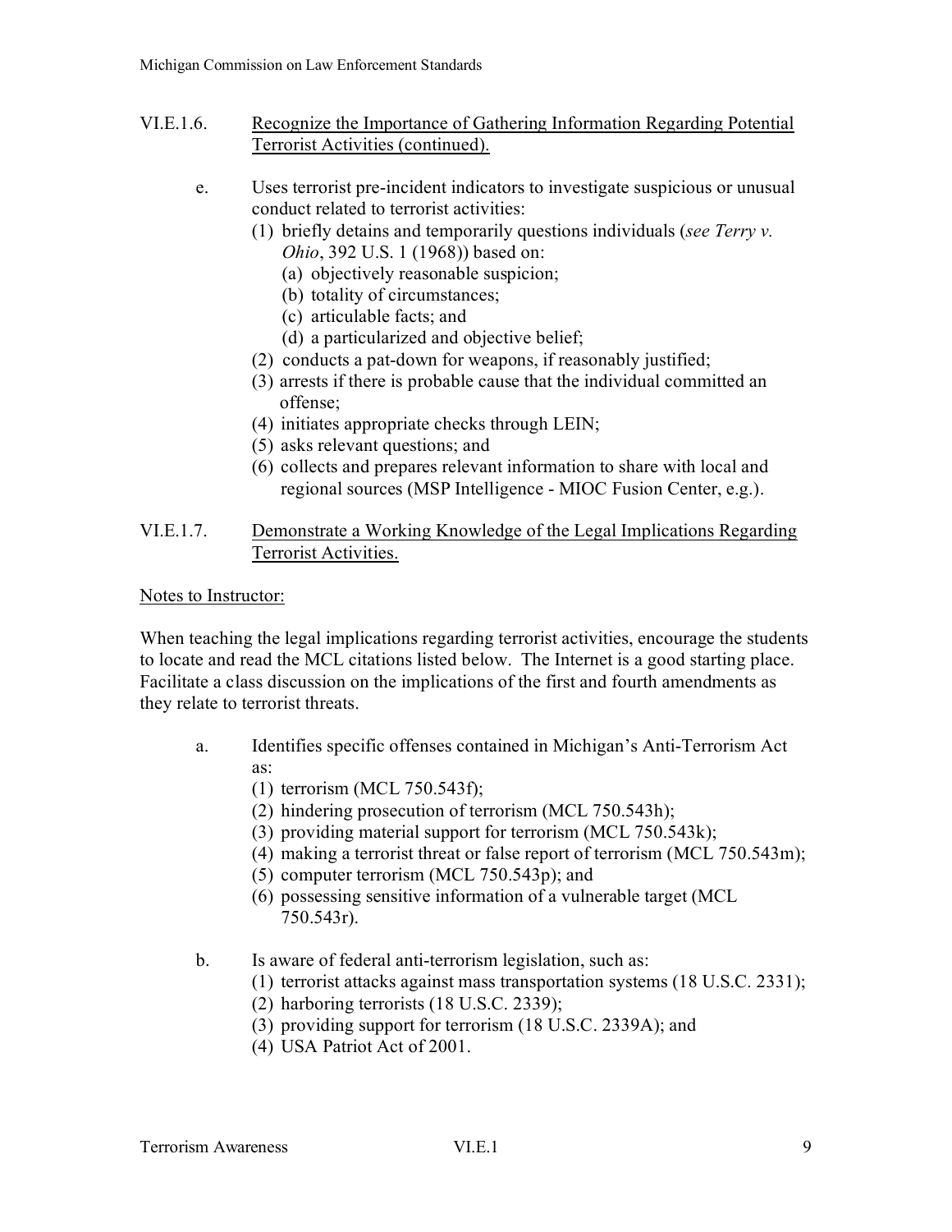VI.E.1.6. Recognize the Importance of Gathering Information Regarding Potential Terrorist Activities (continued).

e. Uses terrorist pre-incident indicators to investigate suspicious or unusual conduct related to terrorist activities:
   (1) briefly detains and temporarily questions individuals (*see Terry v. Ohio*, 392 U.S. 1 (1968)) based on:
      (a) objectively reasonable suspicion;
      (b) totality of circumstances;
      (c) articulable facts; and
      (d) a particularized and objective belief;
   (2) conducts a pat-down for weapons, if reasonably justified;
   (3) arrests if there is probable cause that the individual committed an offense;
   (4) initiates appropriate checks through LEIN;
   (5) asks relevant questions; and
   (6) collects and prepares relevant information to share with local and regional sources (MSP Intelligence - MIOC Fusion Center, e.g.).

VI.E.1.7. Demonstrate a Working Knowledge of the Legal Implications Regarding Terrorist Activities.

Notes to Instructor:

When teaching the legal implications regarding terrorist activities, encourage the students to locate and read the MCL citations listed below. The Internet is a good starting place. Facilitate a class discussion on the implications of the first and fourth amendments as they relate to terrorist threats.

a. Identifies specific offenses contained in Michigan's Anti-Terrorism Act as:
   (1) terrorism (MCL 750.543f);
   (2) hindering prosecution of terrorism (MCL 750.543h);
   (3) providing material support for terrorism (MCL 750.543k);
   (4) making a terrorist threat or false report of terrorism (MCL 750.543m);
   (5) computer terrorism (MCL 750.543p); and
   (6) possessing sensitive information of a vulnerable target (MCL 750.543r).

b. Is aware of federal anti-terrorism legislation, such as:
   (1) terrorist attacks against mass transportation systems (18 U.S.C. 2331);
   (2) harboring terrorists (18 U.S.C. 2339);
   (3) providing support for terrorism (18 U.S.C. 2339A); and
   (4) USA Patriot Act of 2001.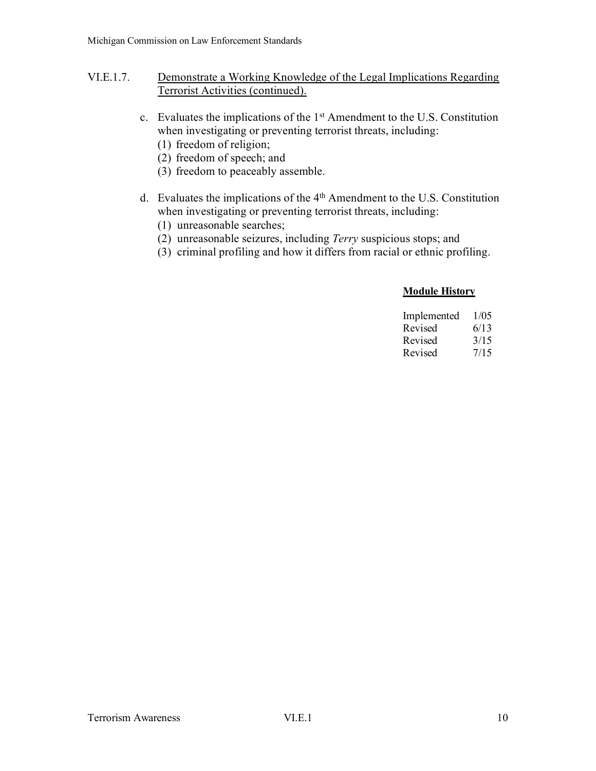VI.E.1.7. Demonstrate a Working Knowledge of the Legal Implications Regarding Terrorist Activities (continued).

c. Evaluates the implications of the 1st Amendment to the U.S. Constitution when investigating or preventing terrorist threats, including:
   (1) freedom of religion;
   (2) freedom of speech; and
   (3) freedom to peaceably assemble.

d. Evaluates the implications of the 4th Amendment to the U.S. Constitution when investigating or preventing terrorist threats, including:
   (1) unreasonable searches;
   (2) unreasonable seizures, including *Terry* suspicious stops; and
   (3) criminal profiling and how it differs from racial or ethnic profiling.

**Module History**

| | |
|---|---|
| Implemented | 1/05 |
| Revised | 6/13 |
| Revised | 3/15 |
| Revised | 7/15 |